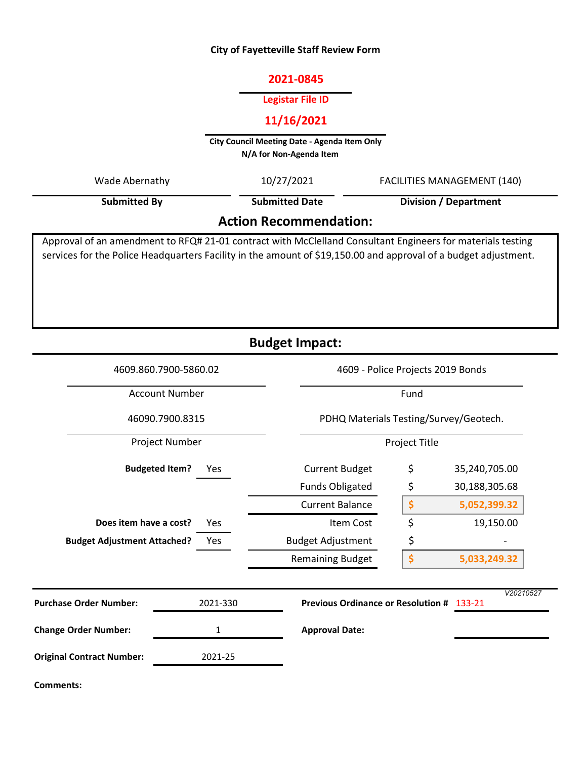# City of Fayetteville Staff Review Form

**2021-0845**

**Legistar File ID**

**11/16/2021**

**City Council Meeting Date - Agenda Item Only**
**N/A for Non-Agenda Item**

| Submitted By | Submitted Date | Division / Department |
|---|---|---|
| Wade Abernathy | 10/27/2021 | FACILITIES MANAGEMENT (140) |

## Action Recommendation:

Approval of an amendment to RFQ# 21-01 contract with McClelland Consultant Engineers for materials testing services for the Police Headquarters Facility in the amount of $19,150.00 and approval of a budget adjustment.

## Budget Impact:

| Account Number | Fund |
|---|---|
| 4609.860.7900-5860.02 | 4609 - Police Projects 2019 Bonds |

| Project Number | Project Title |
|---|---|
| 46090.7900.8315 | PDHQ Materials Testing/Survey/Geotech. |

| | | | |
|---|---|---|---|
| **Budgeted Item?** | Yes | Current Budget | $ 35,240,705.00 |
| | | Funds Obligated | $ 30,188,305.68 |
| | | Current Balance | $ 5,052,399.32 |
| **Does item have a cost?** | Yes | Item Cost | $ 19,150.00 |
| **Budget Adjustment Attached?** | Yes | Budget Adjustment | $ - |
| | | Remaining Budget | $ 5,033,249.32 |

V20210527

| | | | |
|---|---|---|---|
| **Purchase Order Number:** | 2021-330 | **Previous Ordinance or Resolution #** | 133-21 |
| **Change Order Number:** | 1 | **Approval Date:** | |
| **Original Contract Number:** | 2021-25 | | |

**Comments:**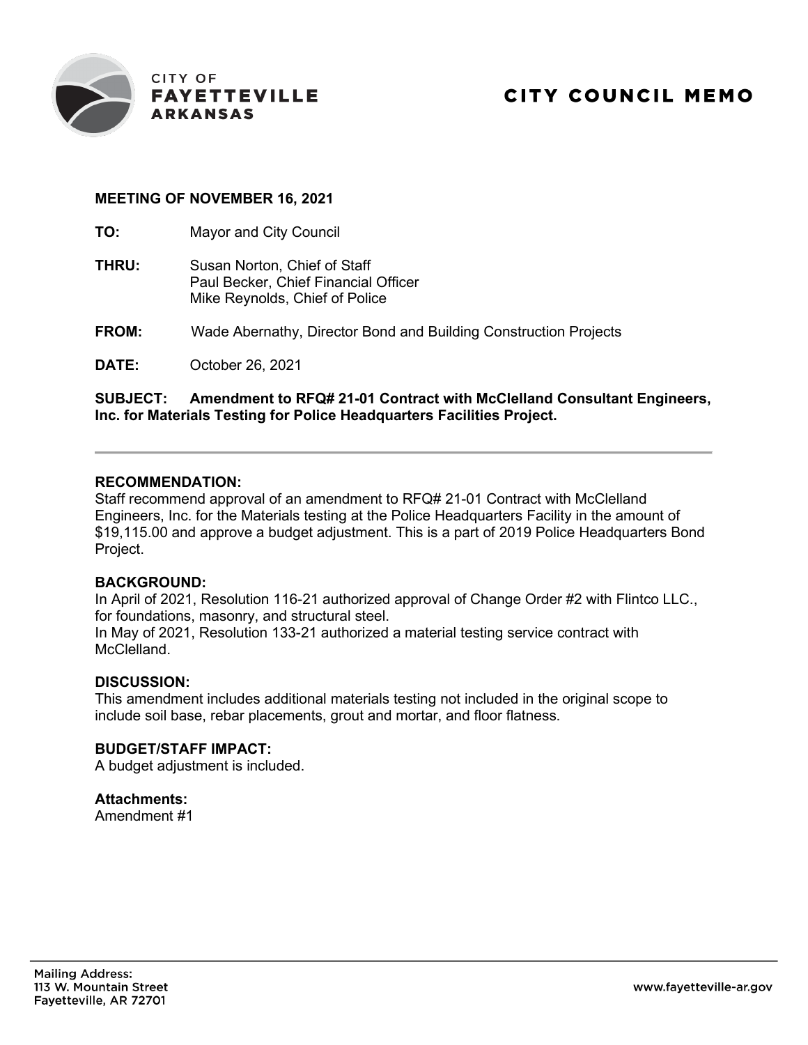CITY OF
**FAYETTEVILLE**
**ARKANSAS**

# CITY COUNCIL MEMO

**MEETING OF NOVEMBER 16, 2021**

**TO:** Mayor and City Council

**THRU:** Susan Norton, Chief of Staff
Paul Becker, Chief Financial Officer
Mike Reynolds, Chief of Police

**FROM:** Wade Abernathy, Director Bond and Building Construction Projects

**DATE:** October 26, 2021

**SUBJECT: Amendment to RFQ# 21-01 Contract with McClelland Consultant Engineers, Inc. for Materials Testing for Police Headquarters Facilities Project.**

---

**RECOMMENDATION:**
Staff recommend approval of an amendment to RFQ# 21-01 Contract with McClelland Engineers, Inc. for the Materials testing at the Police Headquarters Facility in the amount of $19,115.00 and approve a budget adjustment. This is a part of 2019 Police Headquarters Bond Project.

**BACKGROUND:**
In April of 2021, Resolution 116-21 authorized approval of Change Order #2 with Flintco LLC., for foundations, masonry, and structural steel.
In May of 2021, Resolution 133-21 authorized a material testing service contract with McClelland.

**DISCUSSION:**
This amendment includes additional materials testing not included in the original scope to include soil base, rebar placements, grout and mortar, and floor flatness.

**BUDGET/STAFF IMPACT:**
A budget adjustment is included.

**Attachments:**
Amendment #1

Mailing Address:
113 W. Mountain Street
Fayetteville, AR 72701

www.fayetteville-ar.gov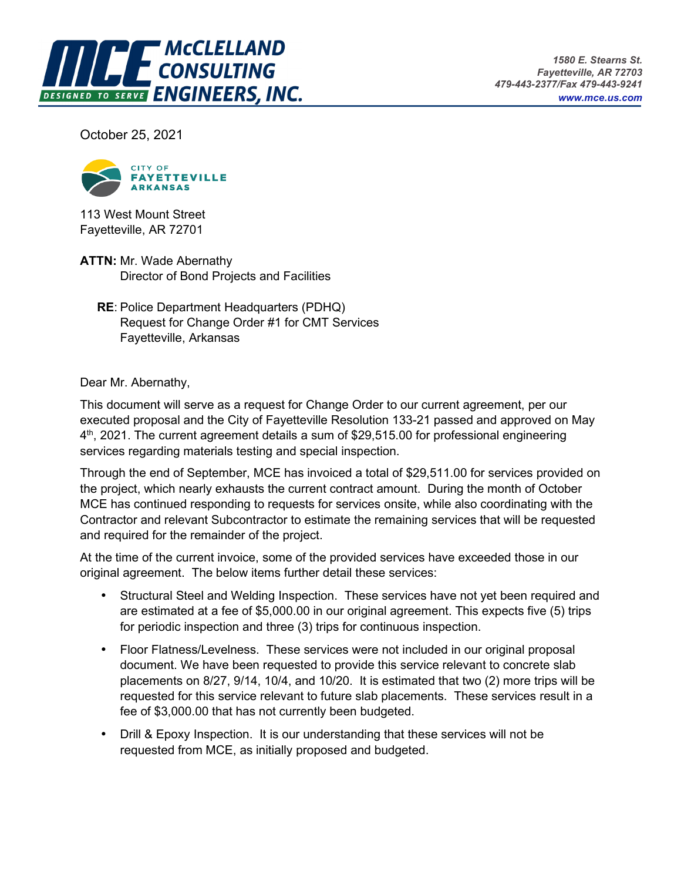**McCLELLAND CONSULTING ENGINEERS, INC.**
DESIGNED TO SERVE

*1580 E. Stearns St.*
*Fayetteville, AR 72703*
*479-443-2377/Fax 479-443-9241*
*www.mce.us.com*

October 25, 2021

CITY OF FAYETTEVILLE ARKANSAS

113 West Mount Street
Fayetteville, AR 72701

**ATTN:** Mr. Wade Abernathy
Director of Bond Projects and Facilities

**RE**: Police Department Headquarters (PDHQ)
Request for Change Order #1 for CMT Services
Fayetteville, Arkansas

Dear Mr. Abernathy,

This document will serve as a request for Change Order to our current agreement, per our executed proposal and the City of Fayetteville Resolution 133-21 passed and approved on May 4th, 2021. The current agreement details a sum of $29,515.00 for professional engineering services regarding materials testing and special inspection.

Through the end of September, MCE has invoiced a total of $29,511.00 for services provided on the project, which nearly exhausts the current contract amount. During the month of October MCE has continued responding to requests for services onsite, while also coordinating with the Contractor and relevant Subcontractor to estimate the remaining services that will be requested and required for the remainder of the project.

At the time of the current invoice, some of the provided services have exceeded those in our original agreement. The below items further detail these services:

- Structural Steel and Welding Inspection. These services have not yet been required and are estimated at a fee of $5,000.00 in our original agreement. This expects five (5) trips for periodic inspection and three (3) trips for continuous inspection.
- Floor Flatness/Levelness. These services were not included in our original proposal document. We have been requested to provide this service relevant to concrete slab placements on 8/27, 9/14, 10/4, and 10/20. It is estimated that two (2) more trips will be requested for this service relevant to future slab placements. These services result in a fee of $3,000.00 that has not currently been budgeted.
- Drill & Epoxy Inspection. It is our understanding that these services will not be requested from MCE, as initially proposed and budgeted.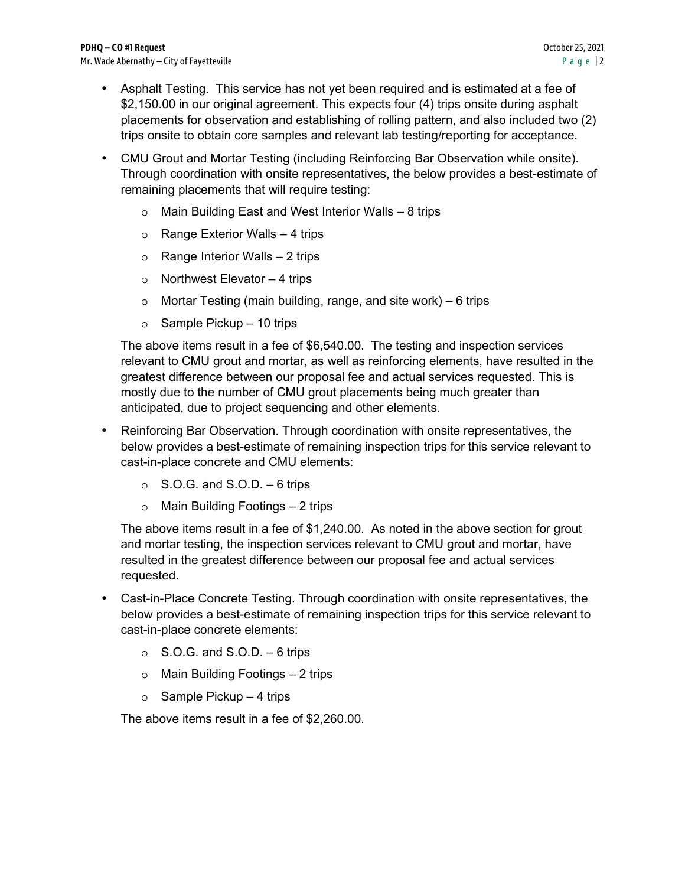- Asphalt Testing. This service has not yet been required and is estimated at a fee of $2,150.00 in our original agreement. This expects four (4) trips onsite during asphalt placements for observation and establishing of rolling pattern, and also included two (2) trips onsite to obtain core samples and relevant lab testing/reporting for acceptance.

- CMU Grout and Mortar Testing (including Reinforcing Bar Observation while onsite). Through coordination with onsite representatives, the below provides a best-estimate of remaining placements that will require testing:
  - Main Building East and West Interior Walls – 8 trips
  - Range Exterior Walls – 4 trips
  - Range Interior Walls – 2 trips
  - Northwest Elevator – 4 trips
  - Mortar Testing (main building, range, and site work) – 6 trips
  - Sample Pickup – 10 trips

  The above items result in a fee of $6,540.00. The testing and inspection services relevant to CMU grout and mortar, as well as reinforcing elements, have resulted in the greatest difference between our proposal fee and actual services requested. This is mostly due to the number of CMU grout placements being much greater than anticipated, due to project sequencing and other elements.

- Reinforcing Bar Observation. Through coordination with onsite representatives, the below provides a best-estimate of remaining inspection trips for this service relevant to cast-in-place concrete and CMU elements:
  - S.O.G. and S.O.D. – 6 trips
  - Main Building Footings – 2 trips

  The above items result in a fee of $1,240.00. As noted in the above section for grout and mortar testing, the inspection services relevant to CMU grout and mortar, have resulted in the greatest difference between our proposal fee and actual services requested.

- Cast-in-Place Concrete Testing. Through coordination with onsite representatives, the below provides a best-estimate of remaining inspection trips for this service relevant to cast-in-place concrete elements:
  - S.O.G. and S.O.D. – 6 trips
  - Main Building Footings – 2 trips
  - Sample Pickup – 4 trips

  The above items result in a fee of $2,260.00.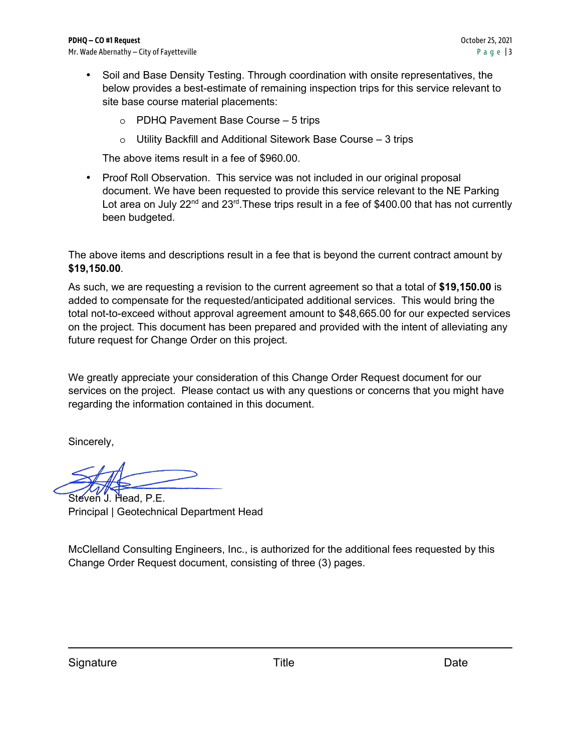- Soil and Base Density Testing. Through coordination with onsite representatives, the below provides a best-estimate of remaining inspection trips for this service relevant to site base course material placements:
  - PDHQ Pavement Base Course – 5 trips
  - Utility Backfill and Additional Sitework Base Course – 3 trips

  The above items result in a fee of $960.00.

- Proof Roll Observation. This service was not included in our original proposal document. We have been requested to provide this service relevant to the NE Parking Lot area on July 22nd and 23rd. These trips result in a fee of $400.00 that has not currently been budgeted.

The above items and descriptions result in a fee that is beyond the current contract amount by **$19,150.00**.

As such, we are requesting a revision to the current agreement so that a total of **$19,150.00** is added to compensate for the requested/anticipated additional services. This would bring the total not-to-exceed without approval agreement amount to $48,665.00 for our expected services on the project. This document has been prepared and provided with the intent of alleviating any future request for Change Order on this project.

We greatly appreciate your consideration of this Change Order Request document for our services on the project. Please contact us with any questions or concerns that you might have regarding the information contained in this document.

Sincerely,

Steven J. Head, P.E.
Principal | Geotechnical Department Head

McClelland Consulting Engineers, Inc., is authorized for the additional fees requested by this Change Order Request document, consisting of three (3) pages.

Signature Title Date